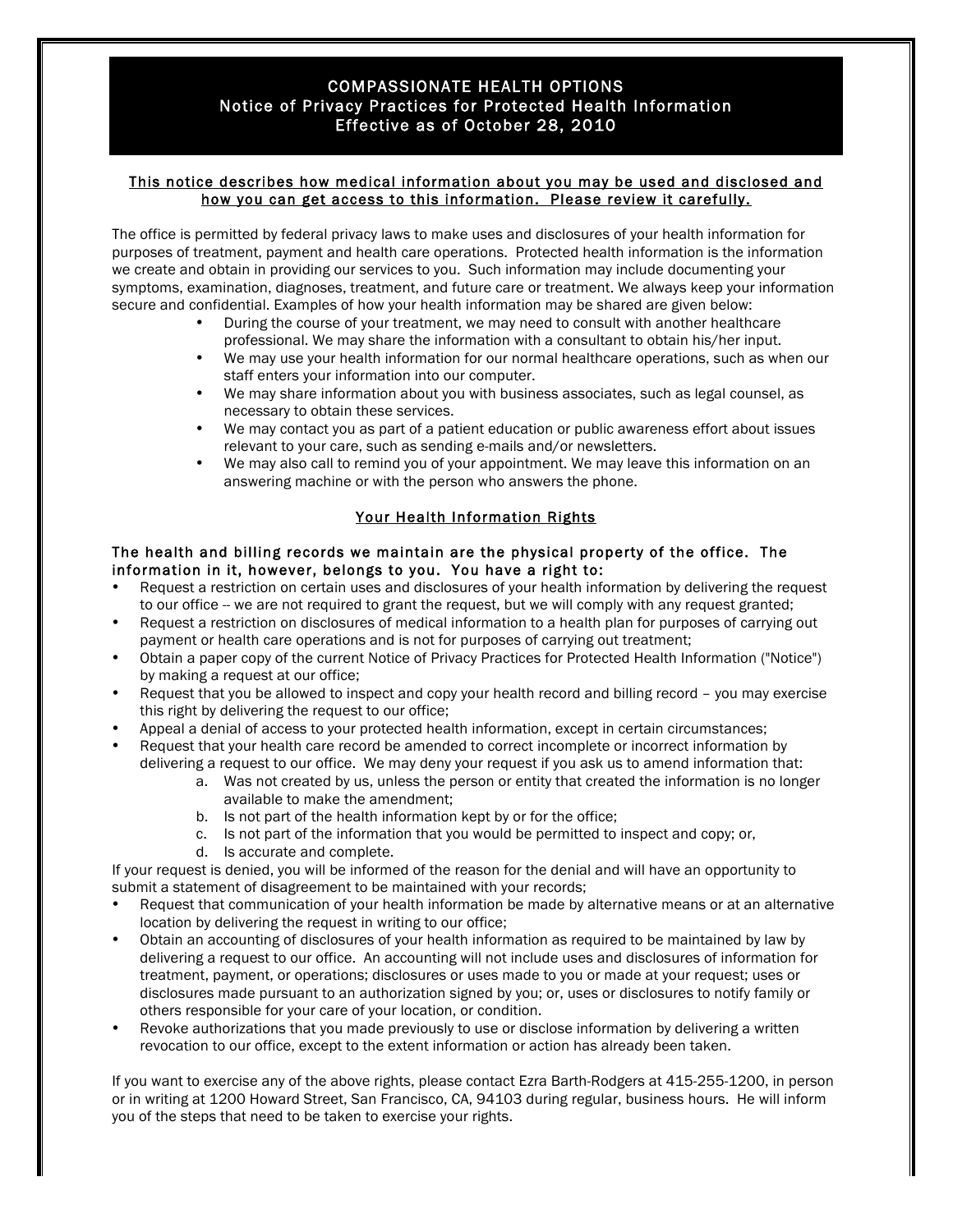# COMPASSIONATE HEALTH OPTIONS
## Notice of Privacy Practices for Protected Health Information
### Effective as of October 28, 2010

**This notice describes how medical information about you may be used and disclosed and how you can get access to this information. Please review it carefully.**

The office is permitted by federal privacy laws to make uses and disclosures of your health information for purposes of treatment, payment and health care operations. Protected health information is the information we create and obtain in providing our services to you. Such information may include documenting your symptoms, examination, diagnoses, treatment, and future care or treatment. We always keep your information secure and confidential. Examples of how your health information may be shared are given below:

- During the course of your treatment, we may need to consult with another healthcare professional. We may share the information with a consultant to obtain his/her input.
- We may use your health information for our normal healthcare operations, such as when our staff enters your information into our computer.
- We may share information about you with business associates, such as legal counsel, as necessary to obtain these services.
- We may contact you as part of a patient education or public awareness effort about issues relevant to your care, such as sending e-mails and/or newsletters.
- We may also call to remind you of your appointment. We may leave this information on an answering machine or with the person who answers the phone.

## Your Health Information Rights

**The health and billing records we maintain are the physical property of the office. The information in it, however, belongs to you. You have a right to:**

- Request a restriction on certain uses and disclosures of your health information by delivering the request to our office -- we are not required to grant the request, but we will comply with any request granted;
- Request a restriction on disclosures of medical information to a health plan for purposes of carrying out payment or health care operations and is not for purposes of carrying out treatment;
- Obtain a paper copy of the current Notice of Privacy Practices for Protected Health Information ("Notice") by making a request at our office;
- Request that you be allowed to inspect and copy your health record and billing record – you may exercise this right by delivering the request to our office;
- Appeal a denial of access to your protected health information, except in certain circumstances;
- Request that your health care record be amended to correct incomplete or incorrect information by delivering a request to our office. We may deny your request if you ask us to amend information that:
  a. Was not created by us, unless the person or entity that created the information is no longer available to make the amendment;
  b. Is not part of the health information kept by or for the office;
  c. Is not part of the information that you would be permitted to inspect and copy; or,
  d. Is accurate and complete.

If your request is denied, you will be informed of the reason for the denial and will have an opportunity to submit a statement of disagreement to be maintained with your records;

- Request that communication of your health information be made by alternative means or at an alternative location by delivering the request in writing to our office;
- Obtain an accounting of disclosures of your health information as required to be maintained by law by delivering a request to our office. An accounting will not include uses and disclosures of information for treatment, payment, or operations; disclosures or uses made to you or made at your request; uses or disclosures made pursuant to an authorization signed by you; or, uses or disclosures to notify family or others responsible for your care of your location, or condition.
- Revoke authorizations that you made previously to use or disclose information by delivering a written revocation to our office, except to the extent information or action has already been taken.

If you want to exercise any of the above rights, please contact Ezra Barth-Rodgers at 415-255-1200, in person or in writing at 1200 Howard Street, San Francisco, CA, 94103 during regular, business hours. He will inform you of the steps that need to be taken to exercise your rights.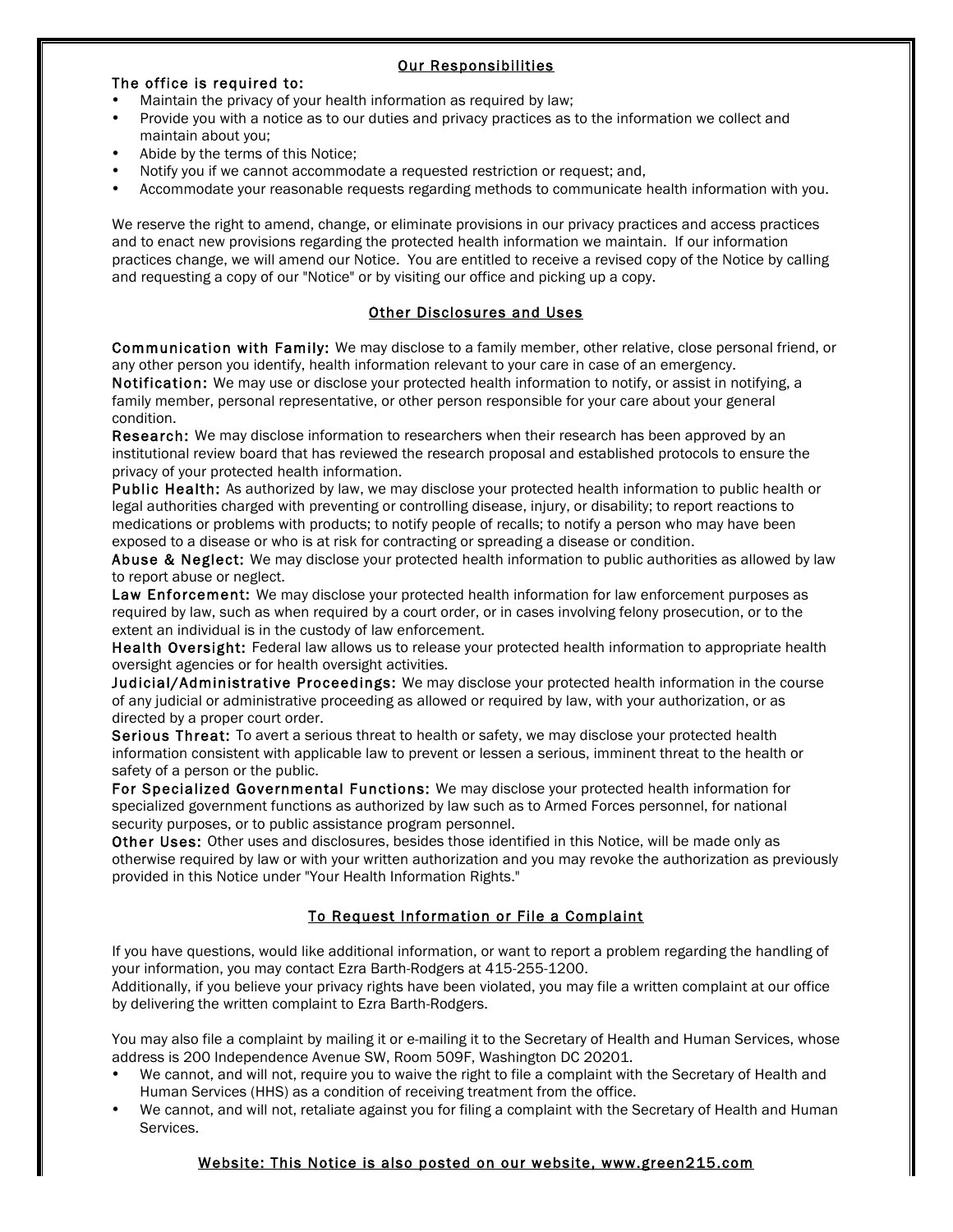## Our Responsibilities

**The office is required to:**

- Maintain the privacy of your health information as required by law;
- Provide you with a notice as to our duties and privacy practices as to the information we collect and maintain about you;
- Abide by the terms of this Notice;
- Notify you if we cannot accommodate a requested restriction or request; and,
- Accommodate your reasonable requests regarding methods to communicate health information with you.

We reserve the right to amend, change, or eliminate provisions in our privacy practices and access practices and to enact new provisions regarding the protected health information we maintain. If our information practices change, we will amend our Notice. You are entitled to receive a revised copy of the Notice by calling and requesting a copy of our "Notice" or by visiting our office and picking up a copy.

## Other Disclosures and Uses

**Communication with Family:** We may disclose to a family member, other relative, close personal friend, or any other person you identify, health information relevant to your care in case of an emergency.

**Notification:** We may use or disclose your protected health information to notify, or assist in notifying, a family member, personal representative, or other person responsible for your care about your general condition.

**Research:** We may disclose information to researchers when their research has been approved by an institutional review board that has reviewed the research proposal and established protocols to ensure the privacy of your protected health information.

**Public Health:** As authorized by law, we may disclose your protected health information to public health or legal authorities charged with preventing or controlling disease, injury, or disability; to report reactions to medications or problems with products; to notify people of recalls; to notify a person who may have been exposed to a disease or who is at risk for contracting or spreading a disease or condition.

**Abuse & Neglect:** We may disclose your protected health information to public authorities as allowed by law to report abuse or neglect.

**Law Enforcement:** We may disclose your protected health information for law enforcement purposes as required by law, such as when required by a court order, or in cases involving felony prosecution, or to the extent an individual is in the custody of law enforcement.

**Health Oversight:** Federal law allows us to release your protected health information to appropriate health oversight agencies or for health oversight activities.

**Judicial/Administrative Proceedings:** We may disclose your protected health information in the course of any judicial or administrative proceeding as allowed or required by law, with your authorization, or as directed by a proper court order.

**Serious Threat:** To avert a serious threat to health or safety, we may disclose your protected health information consistent with applicable law to prevent or lessen a serious, imminent threat to the health or safety of a person or the public.

**For Specialized Governmental Functions:** We may disclose your protected health information for specialized government functions as authorized by law such as to Armed Forces personnel, for national security purposes, or to public assistance program personnel.

**Other Uses:** Other uses and disclosures, besides those identified in this Notice, will be made only as otherwise required by law or with your written authorization and you may revoke the authorization as previously provided in this Notice under "Your Health Information Rights."

## To Request Information or File a Complaint

If you have questions, would like additional information, or want to report a problem regarding the handling of your information, you may contact Ezra Barth-Rodgers at 415-255-1200.
Additionally, if you believe your privacy rights have been violated, you may file a written complaint at our office by delivering the written complaint to Ezra Barth-Rodgers.

You may also file a complaint by mailing it or e-mailing it to the Secretary of Health and Human Services, whose address is 200 Independence Avenue SW, Room 509F, Washington DC 20201.

- We cannot, and will not, require you to waive the right to file a complaint with the Secretary of Health and Human Services (HHS) as a condition of receiving treatment from the office.
- We cannot, and will not, retaliate against you for filing a complaint with the Secretary of Health and Human Services.

## Website: This Notice is also posted on our website, www.green215.com